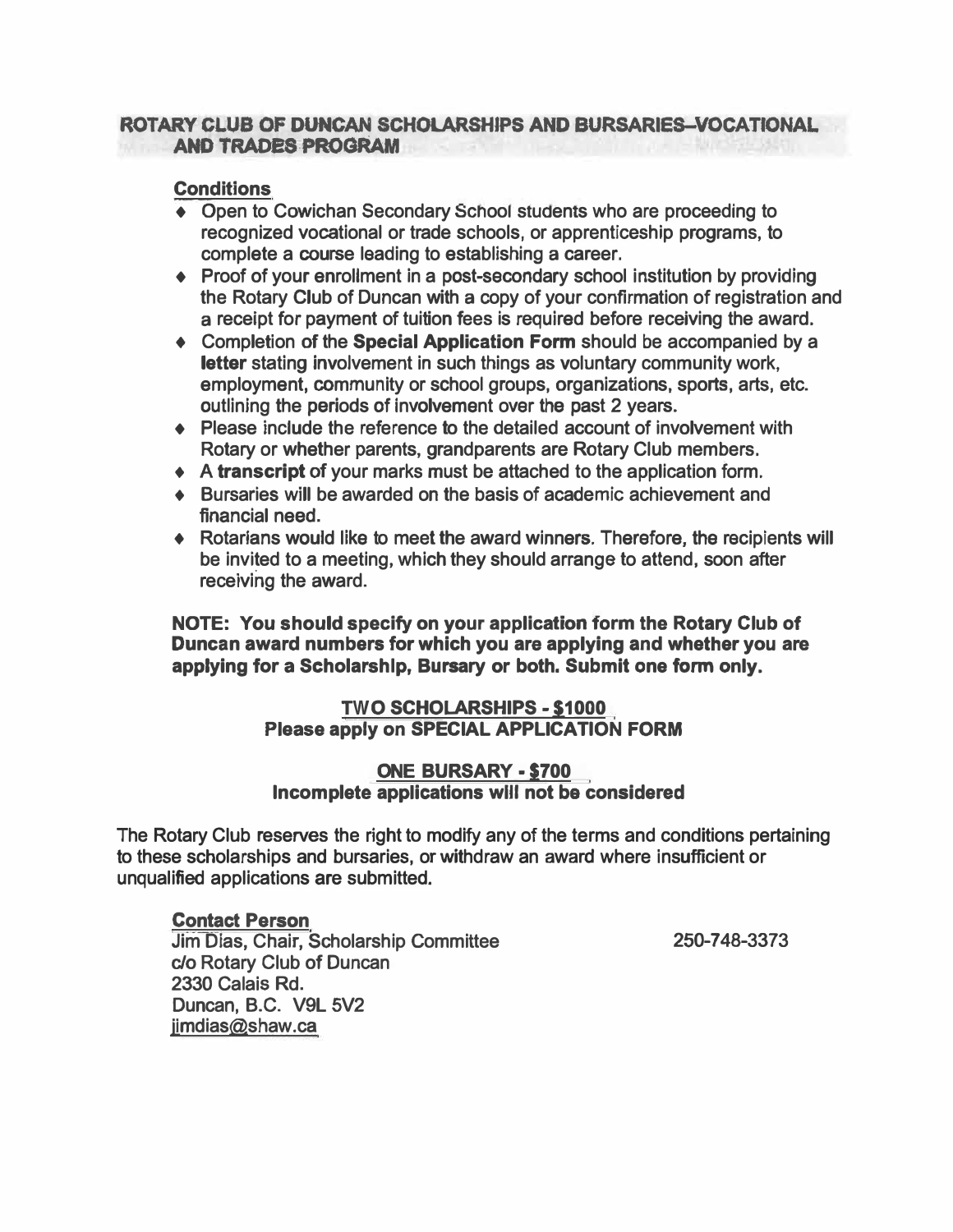## ROTARY CLUB OF DUNCAN SCHOLARSHIPS AND BURSARIES–VOCATIONAL AND TRADES PROGRAM

### Conditions

- Open to Cowichan Secondary School students who are proceeding to recognized vocational or trade schools, or apprenticeship programs, to complete a course leading to establishing a career.
- Proof of your enrollment in a post-secondary school institution by providing the Rotary Club of Duncan with a copy of your confirmation of registration and a receipt for payment of tuition fees is required before receiving the award.
- Completion of the **Special Application Form** should be accompanied by a **letter** stating involvement in such things as voluntary community work, employment, community or school groups, organizations, sports, arts, etc. outlining the periods of involvement over the past 2 years.
- Please include the reference to the detailed account of involvement with Rotary or whether parents, grandparents are Rotary Club members.
- A **transcript** of your marks must be attached to the application form.
- Bursaries will be awarded on the basis of academic achievement and financial need.
- Rotarians would like to meet the award winners. Therefore, the recipients will be invited to a meeting, which they should arrange to attend, soon after receiving the award.

**NOTE: You should specify on your application form the Rotary Club of Duncan award numbers for which you are applying and whether you are applying for a Scholarship, Bursary or both. Submit one form only.**

**TWO SCHOLARSHIPS - $1000**
**Please apply on SPECIAL APPLICATION FORM**

**ONE BURSARY - $700**
**Incomplete applications will not be considered**

The Rotary Club reserves the right to modify any of the terms and conditions pertaining to these scholarships and bursaries, or withdraw an award where insufficient or unqualified applications are submitted.

**Contact Person**
Jim Dias, Chair, Scholarship Committee 250-748-3373
c/o Rotary Club of Duncan
2330 Calais Rd.
Duncan, B.C. V9L 5V2
jimdias@shaw.ca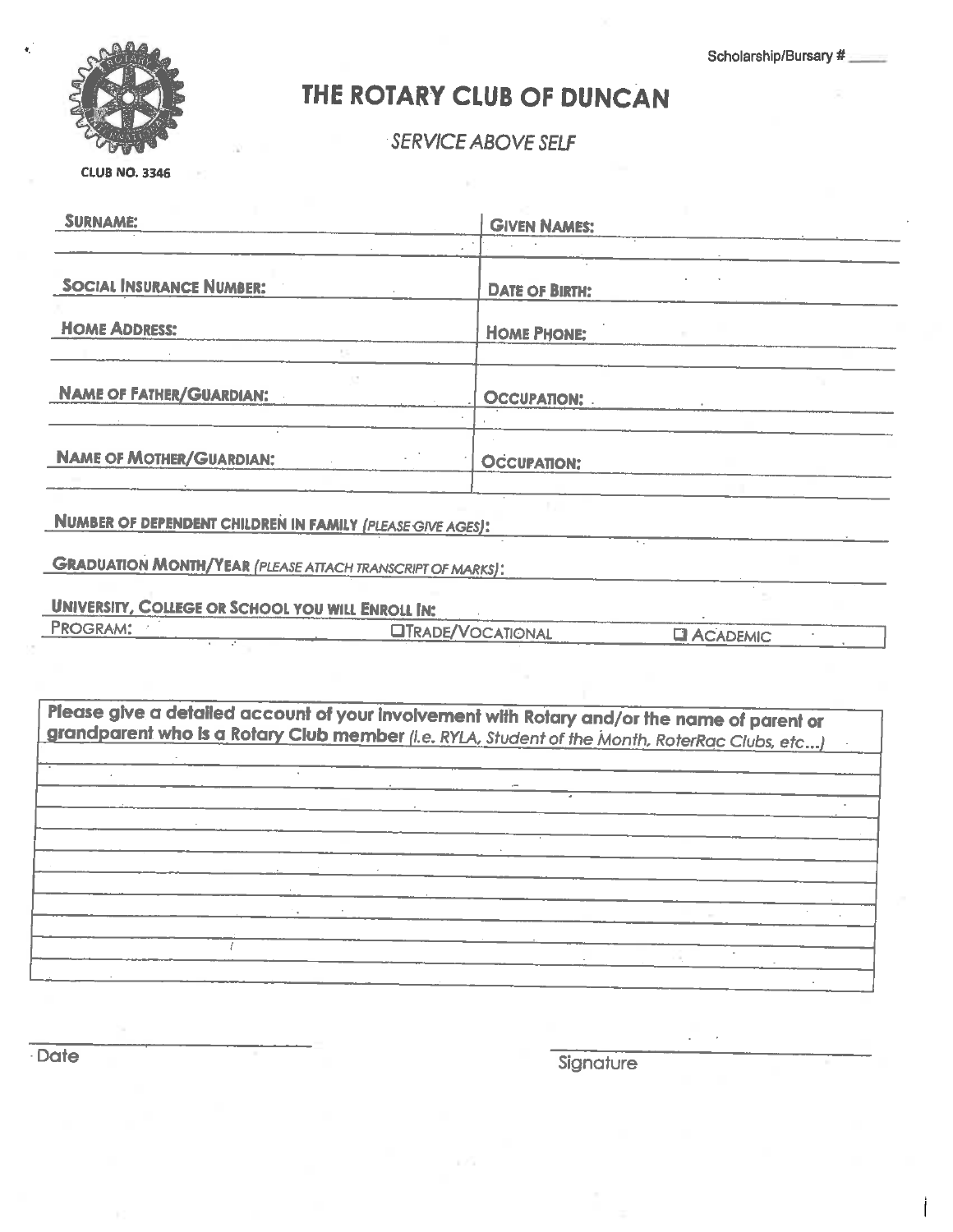Scholarship/Bursary # ______

CLUB NO. 3346

# THE ROTARY CLUB OF DUNCAN

*SERVICE ABOVE SELF*

| **SURNAME:** | **GIVEN NAMES:** |
| --- | --- |
| **SOCIAL INSURANCE NUMBER:** | **DATE OF BIRTH:** |
| **HOME ADDRESS:** | **HOME PHONE:** |
| **NAME OF FATHER/GUARDIAN:** | **OCCUPATION:** |
| **NAME OF MOTHER/GUARDIAN:** | **OCCUPATION:** |

**NUMBER OF DEPENDENT CHILDREN IN FAMILY** *(PLEASE GIVE AGES)*: ______

**GRADUATION MONTH/YEAR** *(PLEASE ATTACH TRANSCRIPT OF MARKS)*: ______

**UNIVERSITY, COLLEGE OR SCHOOL YOU WILL ENROLL IN:** ______

PROGRAM: ______ ☐ TRADE/VOCATIONAL ☐ ACADEMIC

**Please give a detailed account of your involvement with Rotary and/or the name of parent or grandparent who is a Rotary Club member** *(i.e. RYLA, Student of the Month, RoterRac Clubs, etc...)*

______

______

______

______

______

______

______

______

______

______ Date

______ Signature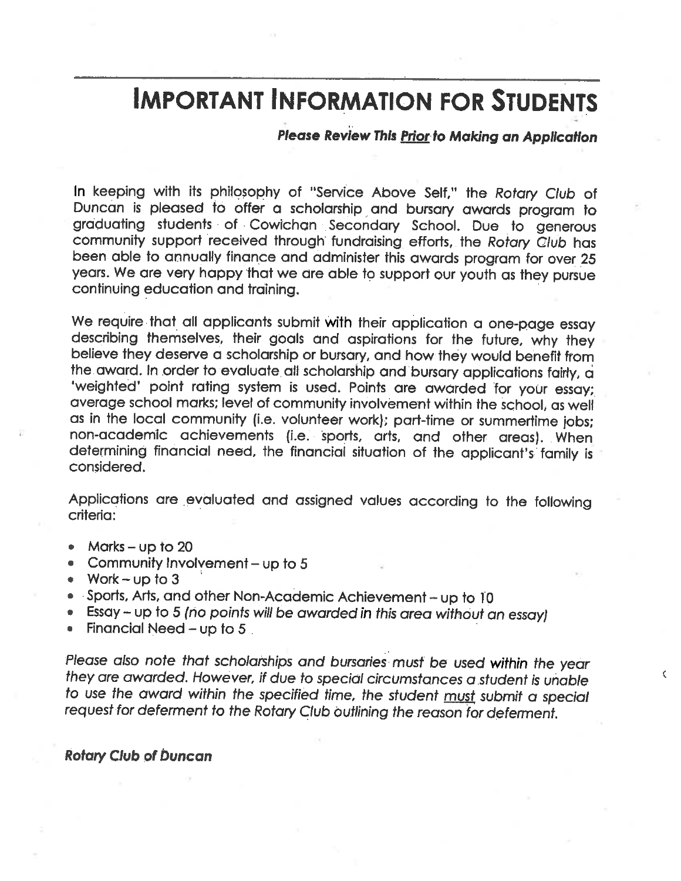# IMPORTANT INFORMATION FOR STUDENTS

***Please Review This <u>Prior</u> to Making an Application***

In keeping with its philosophy of "Service Above Self," the *Rotary Club* of Duncan is pleased to offer a scholarship and bursary awards program to graduating students of Cowichan Secondary School. Due to generous community support received through fundraising efforts, the *Rotary Club* has been able to annually finance and administer this awards program for over 25 years. We are very happy that we are able to support our youth as they pursue continuing education and training.

We require that all applicants submit with their application a one-page essay describing themselves, their goals and aspirations for the future, why they believe they deserve a scholarship or bursary, and how they would benefit from the award. In order to evaluate all scholarship and bursary applications fairly, a 'weighted' point rating system is used. Points are awarded for your essay; average school marks; level of community involvement within the school, as well as in the local community (i.e. volunteer work); part-time or summertime jobs; non-academic achievements (i.e. sports, arts, and other areas). When determining financial need, the financial situation of the applicant's family is considered.

Applications are evaluated and assigned values according to the following criteria:

- Marks – up to 20
- Community Involvement – up to 5
- Work – up to 3
- Sports, Arts, and other Non-Academic Achievement – up to 10
- Essay – up to 5 *(no points will be awarded in this area without an essay)*
- Financial Need – up to 5

*Please also note that scholarships and bursaries must be used within the year they are awarded. However, if due to special circumstances a student is unable to use the award within the specified time, the student <u>must</u> submit a special request for deferment to the Rotary Club outlining the reason for deferment.*

***Rotary Club of Duncan***